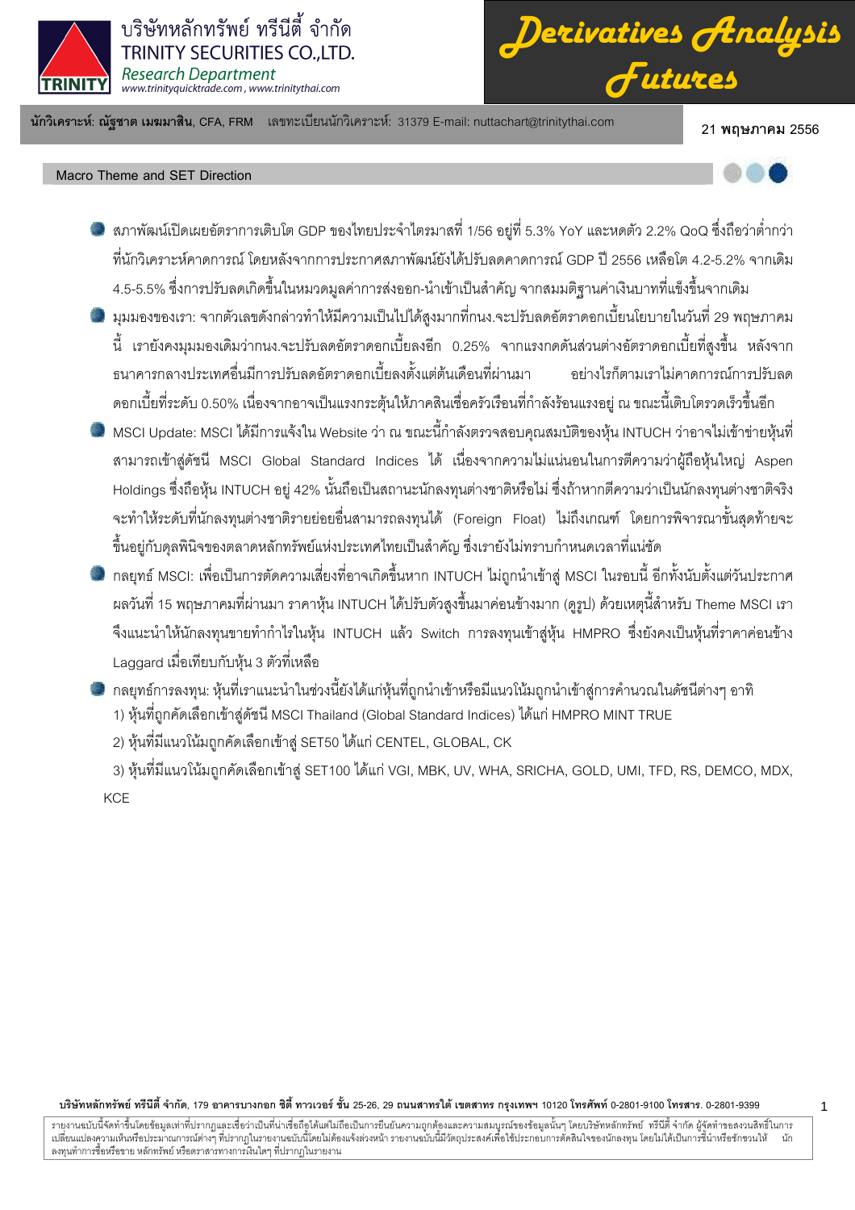บริษัทหลักทรัพย์ ทรีนีตี้ จำกัด
TRINITY SECURITIES CO.,LTD.
*Research Department*
www.trinityquicktrade.com , www.trinitythai.com

# Derivatives Analysis Futures

**นักวิเคราะห์: ณัฐชาต เมฆมาสิน, CFA, FRM** เลขทะเบียนนักวิเคราะห์: 31379 E-mail: nuttachart@trinitythai.com

**21 พฤษภาคม 2556**

## Macro Theme and SET Direction

- สภาพัฒน์เปิดเผยอัตราการเติบโต GDP ของไทยประจำไตรมาสที่ 1/56 อยู่ที่ 5.3% YoY และหดตัว 2.2% QoQ ซึ่งถือว่าต่ำกว่าที่นักวิเคราะห์คาดการณ์ โดยหลังจากการประกาศสภาพัฒน์ยังได้ปรับลดคาดการณ์ GDP ปี 2556 เหลือโต 4.2-5.2% จากเดิม 4.5-5.5% ซึ่งการปรับลดเกิดขึ้นในหมวดมูลค่าการส่งออก-นำเข้าเป็นสำคัญ จากสมมติฐานค่าเงินบาทที่แข็งขึ้นจากเดิม
- มุมมองของเรา: จากตัวเลขดังกล่าวทำให้มีความเป็นไปได้สูงมากที่กนง.จะปรับลดอัตราดอกเบี้ยนโยบายในวันที่ 29 พฤษภาคมนี้ เรายังคงมุมมองเดิมว่ากนง.จะปรับลดอัตราดอกเบี้ยลงอีก 0.25% จากแรงกดดันส่วนต่างอัตราดอกเบี้ยที่สูงขึ้น หลังจากธนาคารกลางประเทศอื่นมีการปรับลดอัตราดอกเบี้ยลงตั้งแต่ต้นเดือนที่ผ่านมา อย่างไรก็ตามเราไม่คาดการณ์การปรับลดดอกเบี้ยที่ระดับ 0.50% เนื่องจากอาจเป็นแรงกระตุ้นให้ภาคสินเชื่อครัวเรือนที่กำลังร้อนแรงอยู่ ณ ขณะนี้เติบโตรวดเร็วขึ้นอีก
- MSCI Update: MSCI ได้มีการแจ้งใน Website ว่า ณ ขณะนี้กำลังตรวจสอบคุณสมบัติของหุ้น INTUCH ว่าอาจไม่เข้าข่ายหุ้นที่สามารถเข้าสู่ดัชนี MSCI Global Standard Indices ได้ เนื่องจากความไม่แน่นอนในการตีความว่าผู้ถือหุ้นใหญ่ Aspen Holdings ซึ่งถือหุ้น INTUCH อยู่ 42% นั้นถือเป็นสถานะนักลงทุนต่างชาติหรือไม่ ซึ่งถ้าหากตีความว่าเป็นนักลงทุนต่างชาติจริงจะทำให้ระดับที่นักลงทุนต่างชาติรายย่อยอื่นสามารถลงทุนได้ (Foreign Float) ไม่ถึงเกณฑ์ โดยการพิจารณาขั้นสุดท้ายจะขึ้นอยู่กับดุลพินิจของตลาดหลักทรัพย์แห่งประเทศไทยเป็นสำคัญ ซึ่งเรายังไม่ทราบกำหนดเวลาที่แน่ชัด
- กลยุทธ์ MSCI: เพื่อเป็นการตัดความเสี่ยงที่อาจเกิดขึ้นหาก INTUCH ไม่ถูกนำเข้าสู่ MSCI ในรอบนี้ อีกทั้งนับตั้งแต่วันประกาศผลวันที่ 15 พฤษภาคมที่ผ่านมา ราคาหุ้น INTUCH ได้ปรับตัวสูงขึ้นมาค่อนข้างมาก (ดูรูป) ด้วยเหตุนี้สำหรับ Theme MSCI เราจึงแนะนำให้นักลงทุนขายทำกำไรในหุ้น INTUCH แล้ว Switch การลงทุนเข้าสู่หุ้น HMPRO ซึ่งยังคงเป็นหุ้นที่ราคาค่อนข้าง Laggard เมื่อเทียบกับหุ้น 3 ตัวที่เหลือ
- กลยุทธ์การลงทุน: หุ้นที่เราแนะนำในช่วงนี้ยังได้แก่หุ้นที่ถูกนำเข้าหรือมีแนวโน้มถูกนำเข้าสู่การคำนวณในดัชนีต่างๆ อาทิ
  1) หุ้นที่ถูกคัดเลือกเข้าสู่ดัชนี MSCI Thailand (Global Standard Indices) ได้แก่ HMPRO MINT TRUE
  2) หุ้นที่มีแนวโน้มถูกคัดเลือกเข้าสู่ SET50 ได้แก่ CENTEL, GLOBAL, CK
  3) หุ้นที่มีแนวโน้มถูกคัดเลือกเข้าสู่ SET100 ได้แก่ VGI, MBK, UV, WHA, SRICHA, GOLD, UMI, TFD, RS, DEMCO, MDX, KCE

**บริษัทหลักทรัพย์ ทรีนีตี้ จำกัด, 179 อาคารบางกอก ซิตี้ ทาวเวอร์ ชั้น 25-26, 29 ถนนสาทรใต้ เขตสาทร กรุงเทพฯ 10120 โทรศัพท์ 0-2801-9100 โทรสาร. 0-2801-9399**

รายงานฉบับนี้จัดทำขึ้นโดยข้อมูลเท่าที่ปรากฏและเชื่อว่าเป็นที่น่าเชื่อถือได้แต่ไม่ถือเป็นการยืนยันความถูกต้องและความสมบูรณ์ของข้อมูลนั้นๆ โดยบริษัทหลักทรัพย์ ทรีนีตี้ จำกัด ผู้จัดทำขอสงวนสิทธิ์ในการเปลี่ยนแปลงความเห็นหรือประมาณการณ์ต่างๆ ที่ปรากฏในรายงานฉบับนี้โดยไม่ต้องแจ้งล่วงหน้า รายงานฉบับนี้มีวัตถุประสงค์เพื่อใช้ประกอบการตัดสินใจของนักลงทุน โดยไม่ได้เป็นการชี้นำหรือชักชวนให้นักลงทุนทำการซื้อหรือขาย หลักทรัพย์ หรือตราสารทางการเงินใดๆ ที่ปรากฏในรายงาน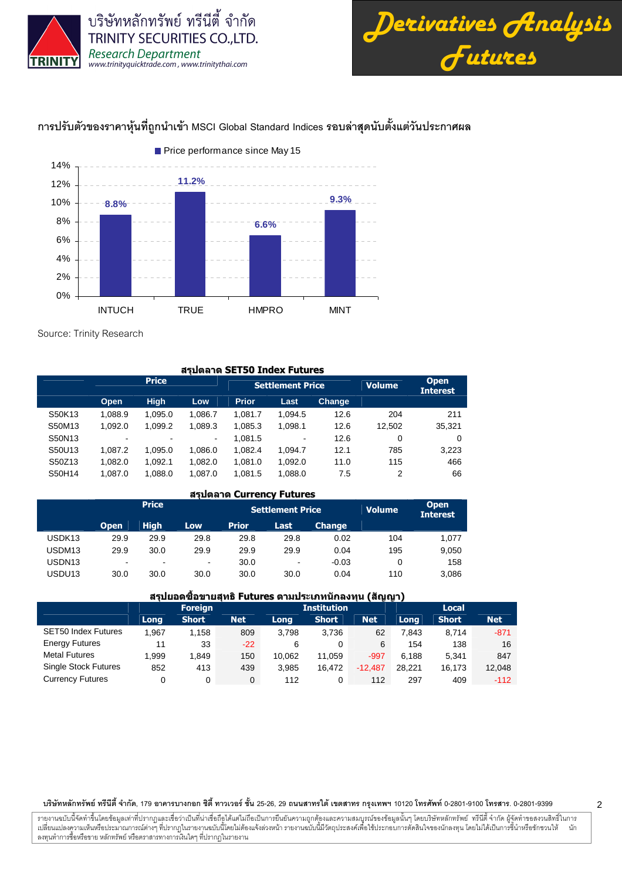## การปรับตัวของราคาหุ้นที่ถูกนำเข้า MSCI Global Standard Indices รอบล่าสุดนับตั้งแต่วันประกาศผล

Price performance since May 15

| | INTUCH | TRUE | HMPRO | MINT |
|---|---|---|---|---|
| Price performance since May 15 | 8.8% | 11.2% | 6.6% | 9.3% |

Source: Trinity Research

### สรุปตลาด SET50 Index Futures

| | Price | | | Settlement Price | | | Volume | Open Interest |
|---|---|---|---|---|---|---|---|---|
| | Open | High | Low | Prior | Last | Change | | |
| S50K13 | 1,088.9 | 1,095.0 | 1,086.7 | 1,081.7 | 1,094.5 | 12.6 | 204 | 211 |
| S50M13 | 1,092.0 | 1,099.2 | 1,089.3 | 1,085.3 | 1,098.1 | 12.6 | 12,502 | 35,321 |
| S50N13 | - | - | - | 1,081.5 | - | 12.6 | 0 | 0 |
| S50U13 | 1,087.2 | 1,095.0 | 1,086.0 | 1,082.4 | 1,094.7 | 12.1 | 785 | 3,223 |
| S50Z13 | 1,082.0 | 1,092.1 | 1,082.0 | 1,081.0 | 1,092.0 | 11.0 | 115 | 466 |
| S50H14 | 1,087.0 | 1,088.0 | 1,087.0 | 1,081.5 | 1,088.0 | 7.5 | 2 | 66 |

### สรุปตลาด Currency Futures

| | Price | | | Settlement Price | | | Volume | Open Interest |
|---|---|---|---|---|---|---|---|---|
| | Open | High | Low | Prior | Last | Change | | |
| USDK13 | 29.9 | 29.9 | 29.8 | 29.8 | 29.8 | 0.02 | 104 | 1,077 |
| USDM13 | 29.9 | 30.0 | 29.9 | 29.9 | 29.9 | 0.04 | 195 | 9,050 |
| USDN13 | - | - | - | 30.0 | - | -0.03 | 0 | 158 |
| USDU13 | 30.0 | 30.0 | 30.0 | 30.0 | 30.0 | 0.04 | 110 | 3,086 |

### สรุปยอดซื้อขายสุทธิ Futures ตามประเภทนักลงทุน (สัญญา)

| | Foreign | | | Institution | | | Local | | |
|---|---|---|---|---|---|---|---|---|---|
| | Long | Short | Net | Long | Short | Net | Long | Short | Net |
| SET50 Index Futures | 1,967 | 1,158 | 809 | 3,798 | 3,736 | 62 | 7,843 | 8,714 | -871 |
| Energy Futures | 11 | 33 | -22 | 6 | 0 | 6 | 154 | 138 | 16 |
| Metal Futures | 1,999 | 1,849 | 150 | 10,062 | 11,059 | -997 | 6,188 | 5,341 | 847 |
| Single Stock Futures | 852 | 413 | 439 | 3,985 | 16,472 | -12,487 | 28,221 | 16,173 | 12,048 |
| Currency Futures | 0 | 0 | 0 | 112 | 0 | 112 | 297 | 409 | -112 |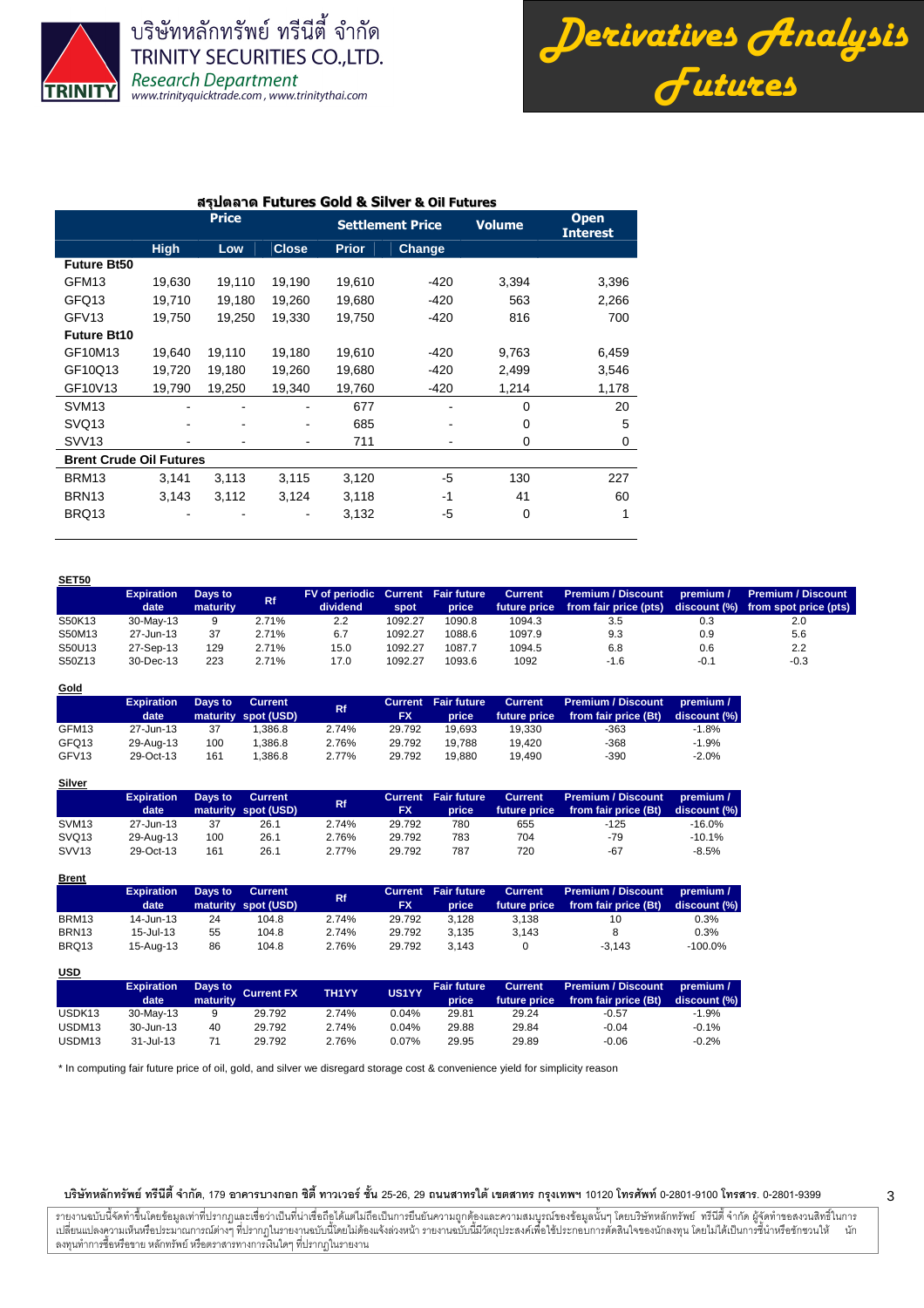## สรุปตลาด Futures Gold & Silver & Oil Futures

| | Price | | | Settlement Price | | Volume | Open Interest |
|---|---|---|---|---|---|---|---|
| | High | Low | Close | Prior | Change | | |
| **Future Bt50** | | | | | | | |
| GFM13 | 19,630 | 19,110 | 19,190 | 19,610 | -420 | 3,394 | 3,396 |
| GFQ13 | 19,710 | 19,180 | 19,260 | 19,680 | -420 | 563 | 2,266 |
| GFV13 | 19,750 | 19,250 | 19,330 | 19,750 | -420 | 816 | 700 |
| **Future Bt10** | | | | | | | |
| GF10M13 | 19,640 | 19,110 | 19,180 | 19,610 | -420 | 9,763 | 6,459 |
| GF10Q13 | 19,720 | 19,180 | 19,260 | 19,680 | -420 | 2,499 | 3,546 |
| GF10V13 | 19,790 | 19,250 | 19,340 | 19,760 | -420 | 1,214 | 1,178 |
| SVM13 | - | - | - | 677 | - | 0 | 20 |
| SVQ13 | - | - | - | 685 | - | 0 | 5 |
| SVV13 | - | - | - | 711 | - | 0 | 0 |
| **Brent Crude Oil Futures** | | | | | | | |
| BRM13 | 3,141 | 3,113 | 3,115 | 3,120 | -5 | 130 | 227 |
| BRN13 | 3,143 | 3,112 | 3,124 | 3,118 | -1 | 41 | 60 |
| BRQ13 | - | - | - | 3,132 | -5 | 0 | 1 |

**SET50**

| | Expiration date | Days to maturity | Rf | FV of periodic dividend | Current spot | Fair future price | Current future price | Premium / Discount from fair price (pts) | premium / discount (%) | Premium / Discount from spot price (pts) |
|---|---|---|---|---|---|---|---|---|---|---|
| S50K13 | 30-May-13 | 9 | 2.71% | 2.2 | 1092.27 | 1090.8 | 1094.3 | 3.5 | 0.3 | 2.0 |
| S50M13 | 27-Jun-13 | 37 | 2.71% | 6.7 | 1092.27 | 1088.6 | 1097.9 | 9.3 | 0.9 | 5.6 |
| S50U13 | 27-Sep-13 | 129 | 2.71% | 15.0 | 1092.27 | 1087.7 | 1094.5 | 6.8 | 0.6 | 2.2 |
| S50Z13 | 30-Dec-13 | 223 | 2.71% | 17.0 | 1092.27 | 1093.6 | 1092 | -1.6 | -0.1 | -0.3 |

**Gold**

| | Expiration date | Days to maturity | Current spot (USD) | Rf | Current FX | Fair future price | Current future price | Premium / Discount from fair price (Bt) | premium / discount (%) |
|---|---|---|---|---|---|---|---|---|---|
| GFM13 | 27-Jun-13 | 37 | 1,386.8 | 2.74% | 29.792 | 19,693 | 19,330 | -363 | -1.8% |
| GFQ13 | 29-Aug-13 | 100 | 1,386.8 | 2.76% | 29.792 | 19,788 | 19,420 | -368 | -1.9% |
| GFV13 | 29-Oct-13 | 161 | 1,386.8 | 2.77% | 29.792 | 19,880 | 19,490 | -390 | -2.0% |

**Silver**

| | Expiration date | Days to maturity | Current spot (USD) | Rf | Current FX | Fair future price | Current future price | Premium / Discount from fair price (Bt) | premium / discount (%) |
|---|---|---|---|---|---|---|---|---|---|
| SVM13 | 27-Jun-13 | 37 | 26.1 | 2.74% | 29.792 | 780 | 655 | -125 | -16.0% |
| SVQ13 | 29-Aug-13 | 100 | 26.1 | 2.76% | 29.792 | 783 | 704 | -79 | -10.1% |
| SVV13 | 29-Oct-13 | 161 | 26.1 | 2.77% | 29.792 | 787 | 720 | -67 | -8.5% |

**Brent**

| | Expiration date | Days to maturity | Current spot (USD) | Rf | Current FX | Fair future price | Current future price | Premium / Discount from fair price (Bt) | premium / discount (%) |
|---|---|---|---|---|---|---|---|---|---|
| BRM13 | 14-Jun-13 | 24 | 104.8 | 2.74% | 29.792 | 3,128 | 3,138 | 10 | 0.3% |
| BRN13 | 15-Jul-13 | 55 | 104.8 | 2.74% | 29.792 | 3,135 | 3,143 | 8 | 0.3% |
| BRQ13 | 15-Aug-13 | 86 | 104.8 | 2.76% | 29.792 | 3,143 | 0 | -3,143 | -100.0% |

**USD**

| | Expiration date | Days to maturity | Current FX | TH1YY | US1YY | Fair future price | Current future price | Premium / Discount from fair price (Bt) | premium / discount (%) |
|---|---|---|---|---|---|---|---|---|---|
| USDK13 | 30-May-13 | 9 | 29.792 | 2.74% | 0.04% | 29.81 | 29.24 | -0.57 | -1.9% |
| USDM13 | 30-Jun-13 | 40 | 29.792 | 2.74% | 0.04% | 29.88 | 29.84 | -0.04 | -0.1% |
| USDM13 | 31-Jul-13 | 71 | 29.792 | 2.76% | 0.07% | 29.95 | 29.89 | -0.06 | -0.2% |

* In computing fair future price of oil, gold, and silver we disregard storage cost & convenience yield for simplicity reason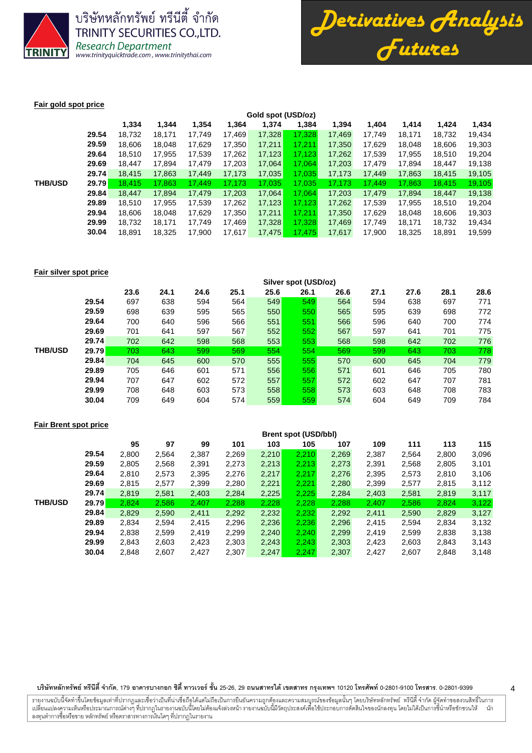### Fair gold spot price

| | | Gold spot (USD/oz) | | | | | | | | | | |
|---|---|---|---|---|---|---|---|---|---|---|---|---|
| | | 1,334 | 1,344 | 1,354 | 1,364 | 1,374 | 1,384 | 1,394 | 1,404 | 1,414 | 1,424 | 1,434 |
| | 29.54 | 18,732 | 18,171 | 17,749 | 17,469 | 17,328 | 17,328 | 17,469 | 17,749 | 18,171 | 18,732 | 19,434 |
| | 29.59 | 18,606 | 18,048 | 17,629 | 17,350 | 17,211 | 17,211 | 17,350 | 17,629 | 18,048 | 18,606 | 19,303 |
| | 29.64 | 18,510 | 17,955 | 17,539 | 17,262 | 17,123 | 17,123 | 17,262 | 17,539 | 17,955 | 18,510 | 19,204 |
| | 29.69 | 18,447 | 17,894 | 17,479 | 17,203 | 17,064 | 17,064 | 17,203 | 17,479 | 17,894 | 18,447 | 19,138 |
| | 29.74 | 18,415 | 17,863 | 17,449 | 17,173 | 17,035 | 17,035 | 17,173 | 17,449 | 17,863 | 18,415 | 19,105 |
| THB/USD | 29.79 | 18,415 | 17,863 | 17,449 | 17,173 | 17,035 | 17,035 | 17,173 | 17,449 | 17,863 | 18,415 | 19,105 |
| | 29.84 | 18,447 | 17,894 | 17,479 | 17,203 | 17,064 | 17,064 | 17,203 | 17,479 | 17,894 | 18,447 | 19,138 |
| | 29.89 | 18,510 | 17,955 | 17,539 | 17,262 | 17,123 | 17,123 | 17,262 | 17,539 | 17,955 | 18,510 | 19,204 |
| | 29.94 | 18,606 | 18,048 | 17,629 | 17,350 | 17,211 | 17,211 | 17,350 | 17,629 | 18,048 | 18,606 | 19,303 |
| | 29.99 | 18,732 | 18,171 | 17,749 | 17,469 | 17,328 | 17,328 | 17,469 | 17,749 | 18,171 | 18,732 | 19,434 |
| | 30.04 | 18,891 | 18,325 | 17,900 | 17,617 | 17,475 | 17,475 | 17,617 | 17,900 | 18,325 | 18,891 | 19,599 |

### Fair silver spot price

| | | Silver spot (USD/oz) | | | | | | | | | | |
|---|---|---|---|---|---|---|---|---|---|---|---|---|
| | | 23.6 | 24.1 | 24.6 | 25.1 | 25.6 | 26.1 | 26.6 | 27.1 | 27.6 | 28.1 | 28.6 |
| | 29.54 | 697 | 638 | 594 | 564 | 549 | 549 | 564 | 594 | 638 | 697 | 771 |
| | 29.59 | 698 | 639 | 595 | 565 | 550 | 550 | 565 | 595 | 639 | 698 | 772 |
| | 29.64 | 700 | 640 | 596 | 566 | 551 | 551 | 566 | 596 | 640 | 700 | 774 |
| | 29.69 | 701 | 641 | 597 | 567 | 552 | 552 | 567 | 597 | 641 | 701 | 775 |
| | 29.74 | 702 | 642 | 598 | 568 | 553 | 553 | 568 | 598 | 642 | 702 | 776 |
| THB/USD | 29.79 | 703 | 643 | 599 | 569 | 554 | 554 | 569 | 599 | 643 | 703 | 778 |
| | 29.84 | 704 | 645 | 600 | 570 | 555 | 555 | 570 | 600 | 645 | 704 | 779 |
| | 29.89 | 705 | 646 | 601 | 571 | 556 | 556 | 571 | 601 | 646 | 705 | 780 |
| | 29.94 | 707 | 647 | 602 | 572 | 557 | 557 | 572 | 602 | 647 | 707 | 781 |
| | 29.99 | 708 | 648 | 603 | 573 | 558 | 558 | 573 | 603 | 648 | 708 | 783 |
| | 30.04 | 709 | 649 | 604 | 574 | 559 | 559 | 574 | 604 | 649 | 709 | 784 |

### Fair Brent spot price

| | | Brent spot (USD/bbl) | | | | | | | | | | |
|---|---|---|---|---|---|---|---|---|---|---|---|---|
| | | 95 | 97 | 99 | 101 | 103 | 105 | 107 | 109 | 111 | 113 | 115 |
| | 29.54 | 2,800 | 2,564 | 2,387 | 2,269 | 2,210 | 2,210 | 2,269 | 2,387 | 2,564 | 2,800 | 3,096 |
| | 29.59 | 2,805 | 2,568 | 2,391 | 2,273 | 2,213 | 2,213 | 2,273 | 2,391 | 2,568 | 2,805 | 3,101 |
| | 29.64 | 2,810 | 2,573 | 2,395 | 2,276 | 2,217 | 2,217 | 2,276 | 2,395 | 2,573 | 2,810 | 3,106 |
| | 29.69 | 2,815 | 2,577 | 2,399 | 2,280 | 2,221 | 2,221 | 2,280 | 2,399 | 2,577 | 2,815 | 3,112 |
| | 29.74 | 2,819 | 2,581 | 2,403 | 2,284 | 2,225 | 2,225 | 2,284 | 2,403 | 2,581 | 2,819 | 3,117 |
| THB/USD | 29.79 | 2,824 | 2,586 | 2,407 | 2,288 | 2,228 | 2,228 | 2,288 | 2,407 | 2,586 | 2,824 | 3,122 |
| | 29.84 | 2,829 | 2,590 | 2,411 | 2,292 | 2,232 | 2,232 | 2,292 | 2,411 | 2,590 | 2,829 | 3,127 |
| | 29.89 | 2,834 | 2,594 | 2,415 | 2,296 | 2,236 | 2,236 | 2,296 | 2,415 | 2,594 | 2,834 | 3,132 |
| | 29.94 | 2,838 | 2,599 | 2,419 | 2,299 | 2,240 | 2,240 | 2,299 | 2,419 | 2,599 | 2,838 | 3,138 |
| | 29.99 | 2,843 | 2,603 | 2,423 | 2,303 | 2,243 | 2,243 | 2,303 | 2,423 | 2,603 | 2,843 | 3,143 |
| | 30.04 | 2,848 | 2,607 | 2,427 | 2,307 | 2,247 | 2,247 | 2,307 | 2,427 | 2,607 | 2,848 | 3,148 |

**บริษัทหลักทรัพย์ ทรีนีตี้ จำกัด**, 179 **อาคารบางกอก ซิตี้ ทาวเวอร์ ชั้น** 25-26, 29 **ถนนสาทรใต้ เขตสาทร กรุงเทพฯ** 10120 **โทรศัพท์** 0-2801-9100 **โทรสาร.** 0-2801-9399

รายงานฉบับนี้จัดทำขึ้นโดยข้อมูลเท่าที่ปรากฏและเชื่อว่าเป็นที่น่าเชื่อถือได้แต่ไม่ถือเป็นการยืนยันความถูกต้องและความสมบูรณ์ของข้อมูลนั้นๆ โดยบริษัทหลักทรัพย์ ทรีนีตี้ จำกัด ผู้จัดทำขอสงวนสิทธิ์ในการเปลี่ยนแปลงความเห็นหรือประมาณการณ์ต่างๆ ที่ปรากฏในรายงานฉบับนี้โดยไม่ต้องแจ้งล่วงหน้า รายงานฉบับนี้มีวัตถุประสงค์เพื่อใช้ประกอบการตัดสินใจของนักลงทุน โดยไม่ได้เป็นการชี้นำหรือชักชวนให้นักลงทุนทำการซื้อหรือขาย หลักทรัพย์ หรือตราสารทางการเงินใดๆ ที่ปรากฏในรายงาน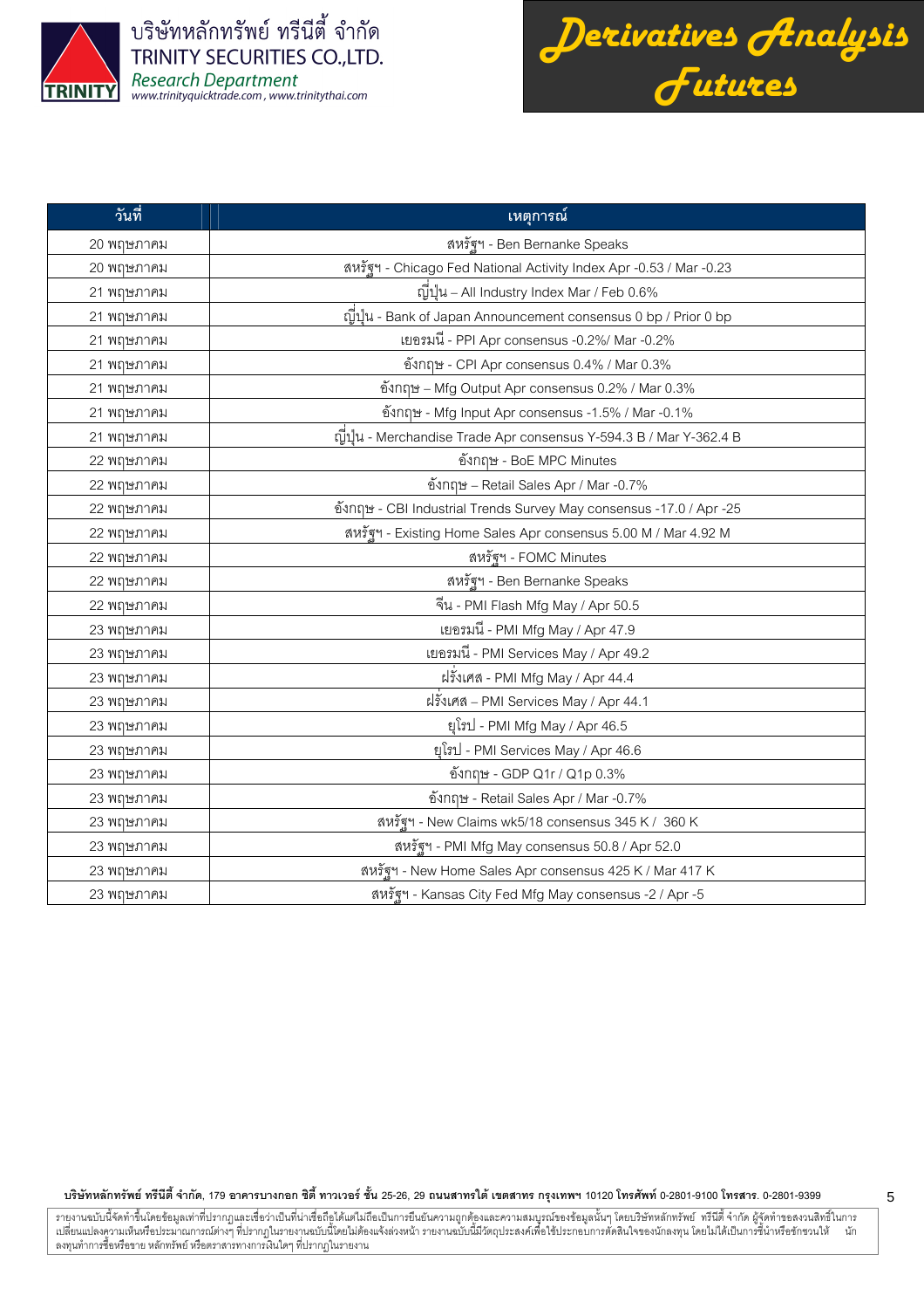| วันที่ | เหตุการณ์ |
|---|---|
| 20 พฤษภาคม | สหรัฐฯ - Ben Bernanke Speaks |
| 20 พฤษภาคม | สหรัฐฯ - Chicago Fed National Activity Index Apr -0.53 / Mar -0.23 |
| 21 พฤษภาคม | ญี่ปุ่น – All Industry Index Mar / Feb 0.6% |
| 21 พฤษภาคม | ญี่ปุ่น - Bank of Japan Announcement consensus 0 bp / Prior 0 bp |
| 21 พฤษภาคม | เยอรมนี - PPI Apr consensus -0.2%/ Mar -0.2% |
| 21 พฤษภาคม | อังกฤษ - CPI Apr consensus 0.4% / Mar 0.3% |
| 21 พฤษภาคม | อังกฤษ – Mfg Output Apr consensus 0.2% / Mar 0.3% |
| 21 พฤษภาคม | อังกฤษ - Mfg Input Apr consensus -1.5% / Mar -0.1% |
| 21 พฤษภาคม | ญี่ปุ่น - Merchandise Trade Apr consensus Y-594.3 B / Mar Y-362.4 B |
| 22 พฤษภาคม | อังกฤษ - BoE MPC Minutes |
| 22 พฤษภาคม | อังกฤษ – Retail Sales Apr / Mar -0.7% |
| 22 พฤษภาคม | อังกฤษ - CBI Industrial Trends Survey May consensus -17.0 / Apr -25 |
| 22 พฤษภาคม | สหรัฐฯ - Existing Home Sales Apr consensus 5.00 M / Mar 4.92 M |
| 22 พฤษภาคม | สหรัฐฯ - FOMC Minutes |
| 22 พฤษภาคม | สหรัฐฯ - Ben Bernanke Speaks |
| 22 พฤษภาคม | จีน - PMI Flash Mfg May / Apr 50.5 |
| 23 พฤษภาคม | เยอรมนี - PMI Mfg May / Apr 47.9 |
| 23 พฤษภาคม | เยอรมนี - PMI Services May / Apr 49.2 |
| 23 พฤษภาคม | ฝรั่งเศส - PMI Mfg May / Apr 44.4 |
| 23 พฤษภาคม | ฝรั่งเศส – PMI Services May / Apr 44.1 |
| 23 พฤษภาคม | ยุโรป - PMI Mfg May / Apr 46.5 |
| 23 พฤษภาคม | ยุโรป - PMI Services May / Apr 46.6 |
| 23 พฤษภาคม | อังกฤษ - GDP Q1r / Q1p 0.3% |
| 23 พฤษภาคม | อังกฤษ - Retail Sales Apr / Mar -0.7% |
| 23 พฤษภาคม | สหรัฐฯ - New Claims wk5/18 consensus 345 K / 360 K |
| 23 พฤษภาคม | สหรัฐฯ - PMI Mfg May consensus 50.8 / Apr 52.0 |
| 23 พฤษภาคม | สหรัฐฯ - New Home Sales Apr consensus 425 K / Mar 417 K |
| 23 พฤษภาคม | สหรัฐฯ - Kansas City Fed Mfg May consensus -2 / Apr -5 |

**บริษัทหลักทรัพย์ ทรีนีตี้ จำกัด**, 179 **อาคารบางกอก ซิตี้ ทาวเวอร์ ชั้น** 25-26, 29 **ถนนสาทรใต้ เขตสาทร กรุงเทพฯ** 10120 **โทรศัพท์** 0-2801-9100 **โทรสาร.** 0-2801-9399

รายงานฉบับนี้จัดทำขึ้นโดยข้อมูลเท่าที่ปรากฏและเชื่อว่าเป็นที่น่าเชื่อถือได้แต่ไม่ถือเป็นการยืนยันความถูกต้องและความสมบูรณ์ของข้อมูลนั้นๆ โดยบริษัทหลักทรัพย์ ทรีนีตี้ จำกัด ผู้จัดทำขอสงวนสิทธิ์ในการเปลี่ยนแปลงความเห็นหรือประมาณการณ์ต่างๆ ที่ปรากฏในรายงานฉบับนี้โดยไม่ต้องแจ้งล่วงหน้า รายงานฉบับนี้มีวัตถุประสงค์เพื่อใช้ประกอบการตัดสินใจของนักลงทุน โดยไม่ได้เป็นการชี้นำหรือชักชวนให้ นักลงทุนทำการซื้อหรือขาย หลักทรัพย์ หรือตราสารทางการเงินใดๆ ที่ปรากฏในรายงาน